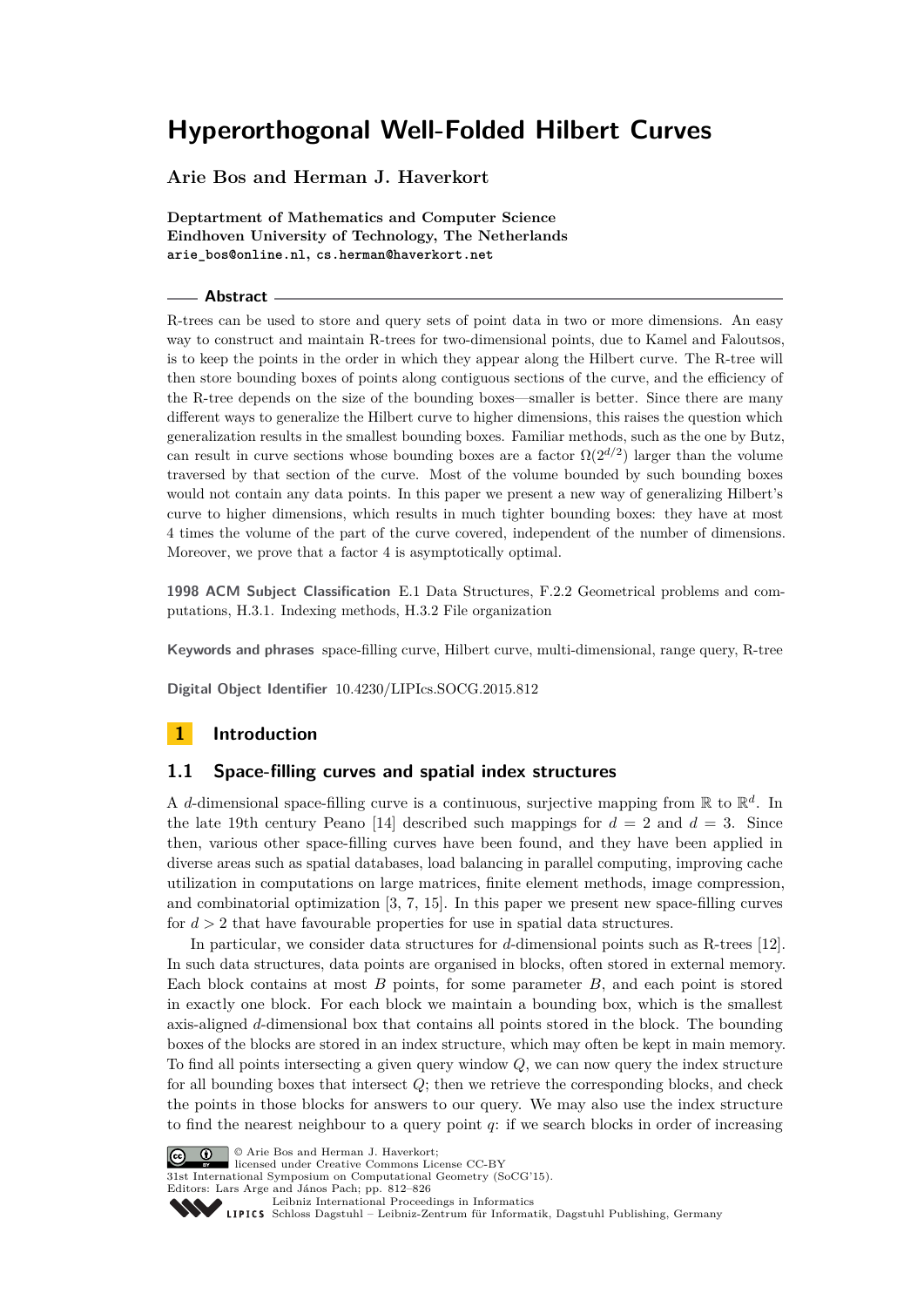# Hyperorthogonal Well-Folded Hilbert Curves

**Arie Bos and Herman J. Haverkort**

**Deptartment of Mathematics and Computer Science**
**Eindhoven University of Technology, The Netherlands**
**arie_bos@online.nl, cs.herman@haverkort.net**

## Abstract

R-trees can be used to store and query sets of point data in two or more dimensions. An easy way to construct and maintain R-trees for two-dimensional points, due to Kamel and Faloutsos, is to keep the points in the order in which they appear along the Hilbert curve. The R-tree will then store bounding boxes of points along contiguous sections of the curve, and the efficiency of the R-tree depends on the size of the bounding boxes—smaller is better. Since there are many different ways to generalize the Hilbert curve to higher dimensions, this raises the question which generalization results in the smallest bounding boxes. Familiar methods, such as the one by Butz, can result in curve sections whose bounding boxes are a factor $\Omega(2^{d/2})$ larger than the volume traversed by that section of the curve. Most of the volume bounded by such bounding boxes would not contain any data points. In this paper we present a new way of generalizing Hilbert's curve to higher dimensions, which results in much tighter bounding boxes: they have at most 4 times the volume of the part of the curve covered, independent of the number of dimensions. Moreover, we prove that a factor 4 is asymptotically optimal.

**1998 ACM Subject Classification** E.1 Data Structures, F.2.2 Geometrical problems and computations, H.3.1. Indexing methods, H.3.2 File organization

**Keywords and phrases** space-filling curve, Hilbert curve, multi-dimensional, range query, R-tree

**Digital Object Identifier** 10.4230/LIPIcs.SOCG.2015.812

## 1 Introduction

### 1.1 Space-filling curves and spatial index structures

A $d$-dimensional space-filling curve is a continuous, surjective mapping from $\mathbb{R}$ to $\mathbb{R}^d$. In the late 19th century Peano [14] described such mappings for $d = 2$ and $d = 3$. Since then, various other space-filling curves have been found, and they have been applied in diverse areas such as spatial databases, load balancing in parallel computing, improving cache utilization in computations on large matrices, finite element methods, image compression, and combinatorial optimization [3, 7, 15]. In this paper we present new space-filling curves for $d > 2$ that have favourable properties for use in spatial data structures.

In particular, we consider data structures for $d$-dimensional points such as R-trees [12]. In such data structures, data points are organised in blocks, often stored in external memory. Each block contains at most $B$ points, for some parameter $B$, and each point is stored in exactly one block. For each block we maintain a bounding box, which is the smallest axis-aligned $d$-dimensional box that contains all points stored in the block. The bounding boxes of the blocks are stored in an index structure, which may often be kept in main memory. To find all points intersecting a given query window $Q$, we can now query the index structure for all bounding boxes that intersect $Q$; then we retrieve the corresponding blocks, and check the points in those blocks for answers to our query. We may also use the index structure to find the nearest neighbour to a query point $q$: if we search blocks in order of increasing

© Arie Bos and Herman J. Haverkort;
licensed under Creative Commons License CC-BY
31st International Symposium on Computational Geometry (SoCG'15).
Editors: Lars Arge and János Pach; pp. 812–826
Leibniz International Proceedings in Informatics
Schloss Dagstuhl – Leibniz-Zentrum für Informatik, Dagstuhl Publishing, Germany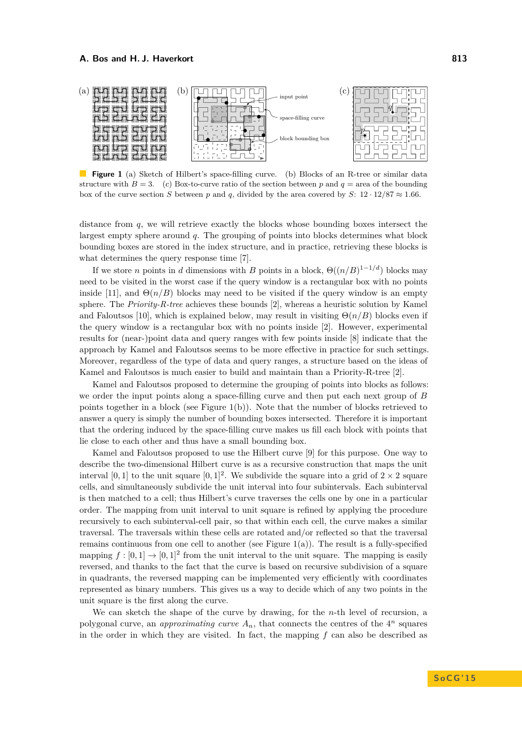(a) (b) (c)

input point

space-filling curve

block bounding box

**Figure 1** (a) Sketch of Hilbert's space-filling curve. (b) Blocks of an R-tree or similar data structure with $B = 3$. (c) Box-to-curve ratio of the section between $p$ and $q$ = area of the bounding box of the curve section $S$ between $p$ and $q$, divided by the area covered by $S$: $12 \cdot 12/87 \approx 1.66$.

distance from $q$, we will retrieve exactly the blocks whose bounding boxes intersect the largest empty sphere around $q$. The grouping of points into blocks determines what block bounding boxes are stored in the index structure, and in practice, retrieving these blocks is what determines the query response time [7].

If we store $n$ points in $d$ dimensions with $B$ points in a block, $\Theta((n/B)^{1-1/d})$ blocks may need to be visited in the worst case if the query window is a rectangular box with no points inside [11], and $\Theta(n/B)$ blocks may need to be visited if the query window is an empty sphere. The *Priority-R-tree* achieves these bounds [2], whereas a heuristic solution by Kamel and Faloutsos [10], which is explained below, may result in visiting $\Theta(n/B)$ blocks even if the query window is a rectangular box with no points inside [2]. However, experimental results for (near-)point data and query ranges with few points inside [8] indicate that the approach by Kamel and Faloutsos seems to be more effective in practice for such settings. Moreover, regardless of the type of data and query ranges, a structure based on the ideas of Kamel and Faloutsos is much easier to build and maintain than a Priority-R-tree [2].

Kamel and Faloutsos proposed to determine the grouping of points into blocks as follows: we order the input points along a space-filling curve and then put each next group of $B$ points together in a block (see Figure 1(b)). Note that the number of blocks retrieved to answer a query is simply the number of bounding boxes intersected. Therefore it is important that the ordering induced by the space-filling curve makes us fill each block with points that lie close to each other and thus have a small bounding box.

Kamel and Faloutsos proposed to use the Hilbert curve [9] for this purpose. One way to describe the two-dimensional Hilbert curve is as a recursive construction that maps the unit interval $[0, 1]$ to the unit square $[0, 1]^2$. We subdivide the square into a grid of $2 \times 2$ square cells, and simultaneously subdivide the unit interval into four subintervals. Each subinterval is then matched to a cell; thus Hilbert's curve traverses the cells one by one in a particular order. The mapping from unit interval to unit square is refined by applying the procedure recursively to each subinterval-cell pair, so that within each cell, the curve makes a similar traversal. The traversals within these cells are rotated and/or reflected so that the traversal remains continuous from one cell to another (see Figure 1(a)). The result is a fully-specified mapping $f : [0, 1] \to [0, 1]^2$ from the unit interval to the unit square. The mapping is easily reversed, and thanks to the fact that the curve is based on recursive subdivision of a square in quadrants, the reversed mapping can be implemented very efficiently with coordinates represented as binary numbers. This gives us a way to decide which of any two points in the unit square is the first along the curve.

We can sketch the shape of the curve by drawing, for the $n$-th level of recursion, a polygonal curve, an *approximating curve* $A_n$, that connects the centres of the $4^n$ squares in the order in which they are visited. In fact, the mapping $f$ can also be described as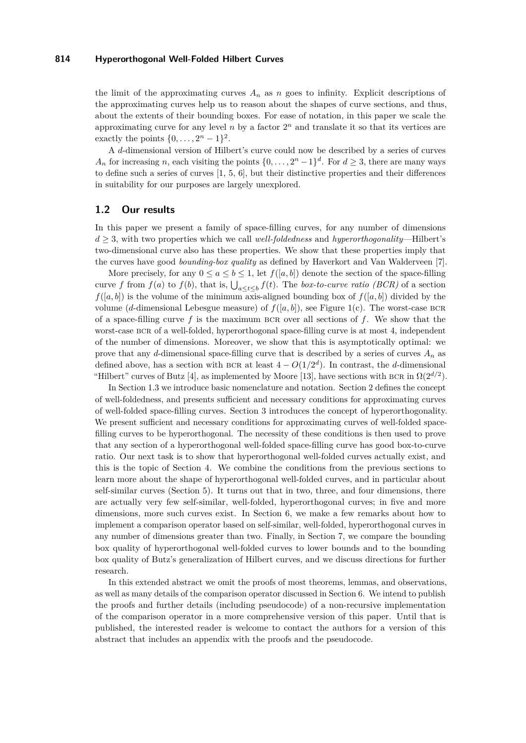the limit of the approximating curves $A_n$ as $n$ goes to infinity. Explicit descriptions of the approximating curves help us to reason about the shapes of curve sections, and thus, about the extents of their bounding boxes. For ease of notation, in this paper we scale the approximating curve for any level $n$ by a factor $2^n$ and translate it so that its vertices are exactly the points $\{0, \ldots, 2^n - 1\}^2$.

A $d$-dimensional version of Hilbert's curve could now be described by a series of curves $A_n$ for increasing $n$, each visiting the points $\{0, \ldots, 2^n - 1\}^d$. For $d \geq 3$, there are many ways to define such a series of curves [1, 5, 6], but their distinctive properties and their differences in suitability for our purposes are largely unexplored.

## 1.2 Our results

In this paper we present a family of space-filling curves, for any number of dimensions $d \geq 3$, with two properties which we call *well-foldedness* and *hyperorthogonality*—Hilbert's two-dimensional curve also has these properties. We show that these properties imply that the curves have good *bounding-box quality* as defined by Haverkort and Van Walderveen [7].

More precisely, for any $0 \leq a \leq b \leq 1$, let $f([a, b])$ denote the section of the space-filling curve $f$ from $f(a)$ to $f(b)$, that is, $\bigcup_{a \leq t \leq b} f(t)$. The *box-to-curve ratio (BCR)* of a section $f([a, b])$ is the volume of the minimum axis-aligned bounding box of $f([a, b])$ divided by the volume ($d$-dimensional Lebesgue measure) of $f([a, b])$, see Figure 1(c). The worst-case BCR of a space-filling curve $f$ is the maximum BCR over all sections of $f$. We show that the worst-case BCR of a well-folded, hyperorthogonal space-filling curve is at most 4, independent of the number of dimensions. Moreover, we show that this is asymptotically optimal: we prove that any $d$-dimensional space-filling curve that is described by a series of curves $A_n$ as defined above, has a section with BCR at least $4 - O(1/2^d)$. In contrast, the $d$-dimensional "Hilbert" curves of Butz [4], as implemented by Moore [13], have sections with BCR in $\Omega(2^{d/2})$.

In Section 1.3 we introduce basic nomenclature and notation. Section 2 defines the concept of well-foldedness, and presents sufficient and necessary conditions for approximating curves of well-folded space-filling curves. Section 3 introduces the concept of hyperorthogonality. We present sufficient and necessary conditions for approximating curves of well-folded space-filling curves to be hyperorthogonal. The necessity of these conditions is then used to prove that any section of a hyperorthogonal well-folded space-filling curve has good box-to-curve ratio. Our next task is to show that hyperorthogonal well-folded curves actually exist, and this is the topic of Section 4. We combine the conditions from the previous sections to learn more about the shape of hyperorthogonal well-folded curves, and in particular about self-similar curves (Section 5). It turns out that in two, three, and four dimensions, there are actually very few self-similar, well-folded, hyperorthogonal curves; in five and more dimensions, more such curves exist. In Section 6, we make a few remarks about how to implement a comparison operator based on self-similar, well-folded, hyperorthogonal curves in any number of dimensions greater than two. Finally, in Section 7, we compare the bounding box quality of hyperorthogonal well-folded curves to lower bounds and to the bounding box quality of Butz's generalization of Hilbert curves, and we discuss directions for further research.

In this extended abstract we omit the proofs of most theorems, lemmas, and observations, as well as many details of the comparison operator discussed in Section 6. We intend to publish the proofs and further details (including pseudocode) of a non-recursive implementation of the comparison operator in a more comprehensive version of this paper. Until that is published, the interested reader is welcome to contact the authors for a version of this abstract that includes an appendix with the proofs and the pseudocode.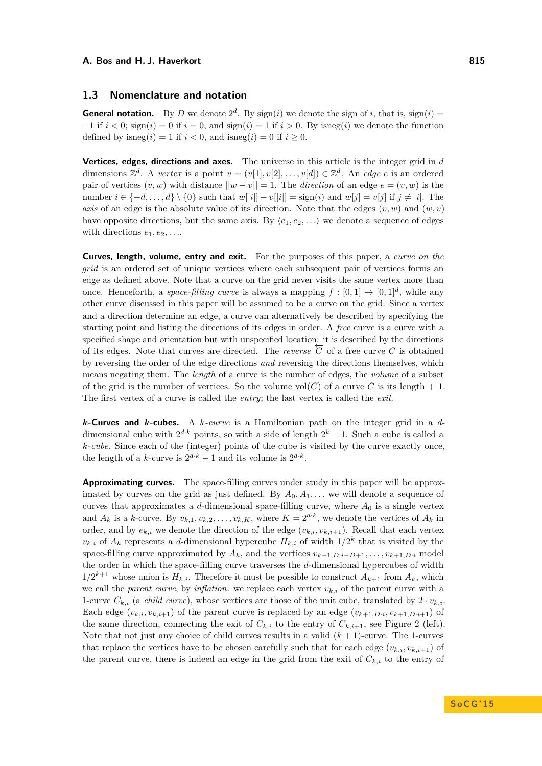## 1.3 Nomenclature and notation

**General notation.** By $D$ we denote $2^d$. By $\text{sign}(i)$ we denote the sign of $i$, that is, $\text{sign}(i) = -1$ if $i < 0$; $\text{sign}(i) = 0$ if $i = 0$, and $\text{sign}(i) = 1$ if $i > 0$. By $\text{isneg}(i)$ we denote the function defined by $\text{isneg}(i) = 1$ if $i < 0$, and $\text{isneg}(i) = 0$ if $i \geq 0$.

**Vertices, edges, directions and axes.** The universe in this article is the integer grid in $d$ dimensions $\mathbb{Z}^d$. A *vertex* is a point $v = (v[1], v[2], \ldots, v[d]) \in \mathbb{Z}^d$. An *edge* $e$ is an ordered pair of vertices $(v, w)$ with distance $||w - v|| = 1$. The *direction* of an edge $e = (v, w)$ is the number $i \in \{-d, \ldots, d\} \setminus \{0\}$ such that $w[|i|] - v[|i|] = \text{sign}(i)$ and $w[j] = v[j]$ if $j \neq |i|$. The *axis* of an edge is the absolute value of its direction. Note that the edges $(v, w)$ and $(w, v)$ have opposite directions, but the same axis. By $\langle e_1, e_2, \ldots \rangle$ we denote a sequence of edges with directions $e_1, e_2, \ldots$.

**Curves, length, volume, entry and exit.** For the purposes of this paper, a *curve on the grid* is an ordered set of unique vertices where each subsequent pair of vertices forms an edge as defined above. Note that a curve on the grid never visits the same vertex more than once. Henceforth, a *space-filling curve* is always a mapping $f : [0, 1] \to [0, 1]^d$, while any other curve discussed in this paper will be assumed to be a curve on the grid. Since a vertex and a direction determine an edge, a curve can alternatively be described by specifying the starting point and listing the directions of its edges in order. A *free* curve is a curve with a specified shape and orientation but with unspecified location: it is described by the directions of its edges. Note that curves are directed. The *reverse* $\overleftarrow{C}$ of a free curve $C$ is obtained by reversing the order of the edge directions *and* reversing the directions themselves, which means negating them. The *length* of a curve is the number of edges, the *volume* of a subset of the grid is the number of vertices. So the volume $\text{vol}(C)$ of a curve $C$ is its length + 1. The first vertex of a curve is called the *entry*; the last vertex is called the *exit*.

***k*-Curves and *k*-cubes.** A *$k$-curve* is a Hamiltonian path on the integer grid in a $d$-dimensional cube with $2^{d \cdot k}$ points, so with a side of length $2^k - 1$. Such a cube is called a *$k$-cube*. Since each of the (integer) points of the cube is visited by the curve exactly once, the length of a $k$-curve is $2^{d \cdot k} - 1$ and its volume is $2^{d \cdot k}$.

**Approximating curves.** The space-filling curves under study in this paper will be approximated by curves on the grid as just defined. By $A_0, A_1, \ldots$ we will denote a sequence of curves that approximates a $d$-dimensional space-filling curve, where $A_0$ is a single vertex and $A_k$ is a $k$-curve. By $v_{k,1}, v_{k,2}, \ldots, v_{k,K}$, where $K = 2^{d \cdot k}$, we denote the vertices of $A_k$ in order, and by $e_{k,i}$ we denote the direction of the edge $(v_{k,i}, v_{k,i+1})$. Recall that each vertex $v_{k,i}$ of $A_k$ represents a $d$-dimensional hypercube $H_{k,i}$ of width $1/2^k$ that is visited by the space-filling curve approximated by $A_k$, and the vertices $v_{k+1,D \cdot i - D+1}, \ldots, v_{k+1,D \cdot i}$ model the order in which the space-filling curve traverses the $d$-dimensional hypercubes of width $1/2^{k+1}$ whose union is $H_{k,i}$. Therefore it must be possible to construct $A_{k+1}$ from $A_k$, which we call the *parent curve*, by *inflation*: we replace each vertex $v_{k,i}$ of the parent curve with a 1-curve $C_{k,i}$ (a *child curve*), whose vertices are those of the unit cube, translated by $2 \cdot v_{k,i}$. Each edge $(v_{k,i}, v_{k,i+1})$ of the parent curve is replaced by an edge $(v_{k+1,D \cdot i}, v_{k+1,D \cdot i+1})$ of the same direction, connecting the exit of $C_{k,i}$ to the entry of $C_{k,i+1}$, see Figure 2 (left). Note that not just any choice of child curves results in a valid $(k + 1)$-curve. The 1-curves that replace the vertices have to be chosen carefully such that for each edge $(v_{k,i}, v_{k,i+1})$ of the parent curve, there is indeed an edge in the grid from the exit of $C_{k,i}$ to the entry of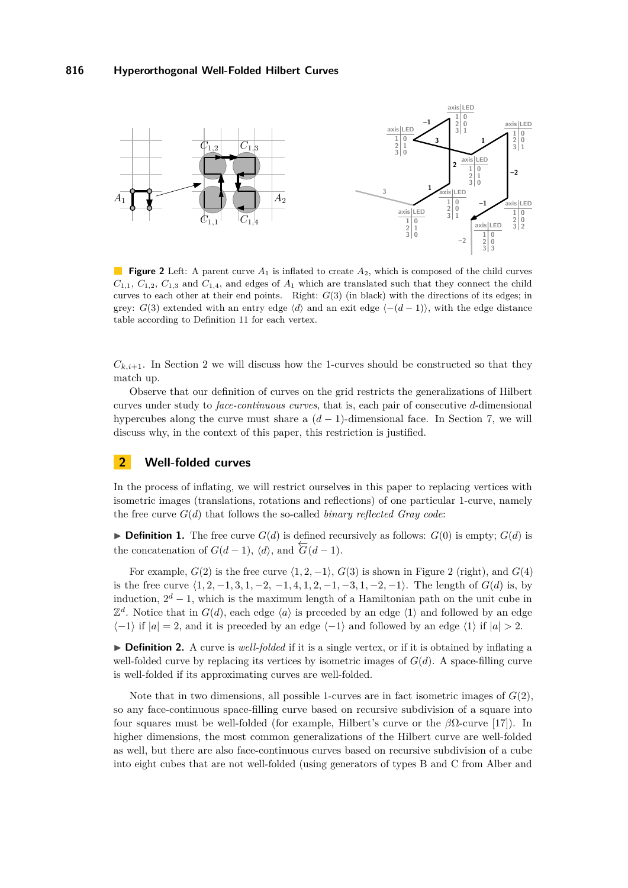■ **Figure 2** Left: A parent curve $A_1$ is inflated to create $A_2$, which is composed of the child curves $C_{1,1}$, $C_{1,2}$, $C_{1,3}$ and $C_{1,4}$, and edges of $A_1$ which are translated such that they connect the child curves to each other at their end points. Right: $G(3)$ (in black) with the directions of its edges; in grey: $G(3)$ extended with an entry edge $\langle d \rangle$ and an exit edge $\langle -(d-1) \rangle$, with the edge distance table according to Definition 11 for each vertex.

$C_{k,i+1}$. In Section 2 we will discuss how the 1-curves should be constructed so that they match up.

Observe that our definition of curves on the grid restricts the generalizations of Hilbert curves under study to *face-continuous curves*, that is, each pair of consecutive $d$-dimensional hypercubes along the curve must share a $(d-1)$-dimensional face. In Section 7, we will discuss why, in the context of this paper, this restriction is justified.

## 2 Well-folded curves

In the process of inflating, we will restrict ourselves in this paper to replacing vertices with isometric images (translations, rotations and reflections) of one particular 1-curve, namely the free curve $G(d)$ that follows the so-called *binary reflected Gray code*:

▶ **Definition 1.** The free curve $G(d)$ is defined recursively as follows: $G(0)$ is empty; $G(d)$ is the concatenation of $G(d-1)$, $\langle d \rangle$, and $\overleftarrow{G}(d-1)$.

For example, $G(2)$ is the free curve $\langle 1, 2, -1 \rangle$, $G(3)$ is shown in Figure 2 (right), and $G(4)$ is the free curve $\langle 1, 2, -1, 3, 1, -2, -1, 4, 1, 2, -1, -3, 1, -2, -1 \rangle$. The length of $G(d)$ is, by induction, $2^d - 1$, which is the maximum length of a Hamiltonian path on the unit cube in $\mathbb{Z}^d$. Notice that in $G(d)$, each edge $\langle a \rangle$ is preceded by an edge $\langle 1 \rangle$ and followed by an edge $\langle -1 \rangle$ if $|a| = 2$, and it is preceded by an edge $\langle -1 \rangle$ and followed by an edge $\langle 1 \rangle$ if $|a| > 2$.

▶ **Definition 2.** A curve is *well-folded* if it is a single vertex, or if it is obtained by inflating a well-folded curve by replacing its vertices by isometric images of $G(d)$. A space-filling curve is well-folded if its approximating curves are well-folded.

Note that in two dimensions, all possible 1-curves are in fact isometric images of $G(2)$, so any face-continuous space-filling curve based on recursive subdivision of a square into four squares must be well-folded (for example, Hilbert's curve or the $\beta\Omega$-curve [17]). In higher dimensions, the most common generalizations of the Hilbert curve are well-folded as well, but there are also face-continuous curves based on recursive subdivision of a cube into eight cubes that are not well-folded (using generators of types B and C from Alber and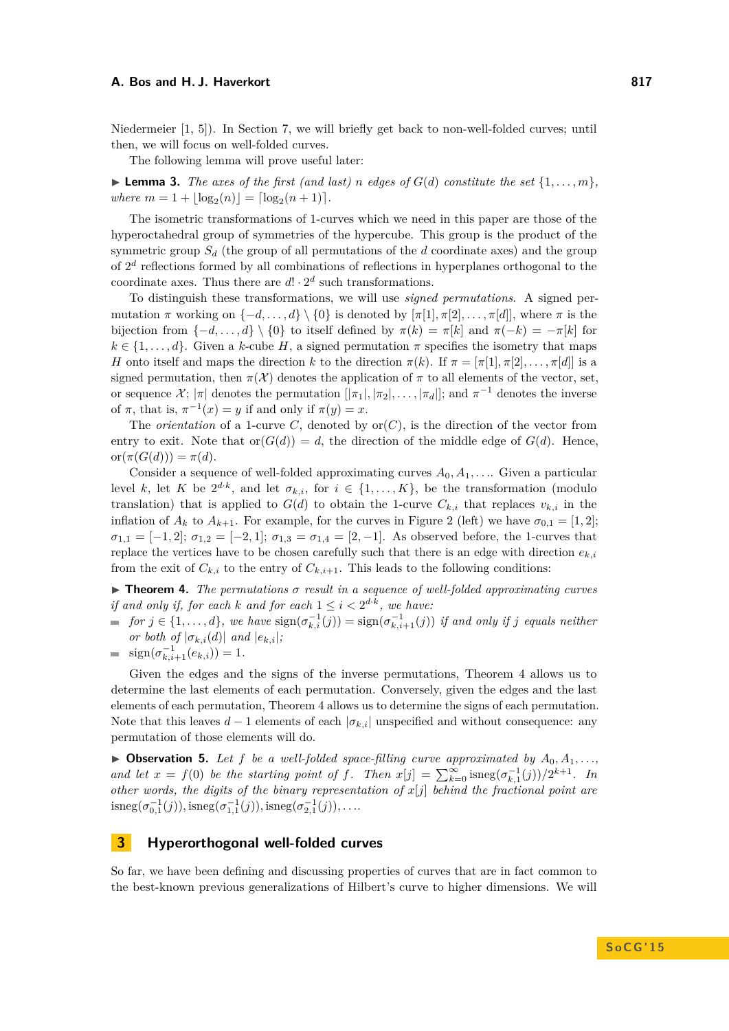Niedermeier [1, 5]). In Section 7, we will briefly get back to non-well-folded curves; until then, we will focus on well-folded curves.

The following lemma will prove useful later:

▶ **Lemma 3.** *The axes of the first (and last) $n$ edges of $G(d)$ constitute the set $\{1, \ldots, m\}$, where $m = 1 + \lfloor \log_2(n) \rfloor = \lceil \log_2(n+1) \rceil$.*

The isometric transformations of 1-curves which we need in this paper are those of the hyperoctahedral group of symmetries of the hypercube. This group is the product of the symmetric group $S_d$ (the group of all permutations of the $d$ coordinate axes) and the group of $2^d$ reflections formed by all combinations of reflections in hyperplanes orthogonal to the coordinate axes. Thus there are $d! \cdot 2^d$ such transformations.

To distinguish these transformations, we will use *signed permutations*. A signed permutation $\pi$ working on $\{-d, \ldots, d\} \setminus \{0\}$ is denoted by $[\pi[1], \pi[2], \ldots, \pi[d]]$, where $\pi$ is the bijection from $\{-d, \ldots, d\} \setminus \{0\}$ to itself defined by $\pi(k) = \pi[k]$ and $\pi(-k) = -\pi[k]$ for $k \in \{1, \ldots, d\}$. Given a $k$-cube $H$, a signed permutation $\pi$ specifies the isometry that maps $H$ onto itself and maps the direction $k$ to the direction $\pi(k)$. If $\pi = [\pi[1], \pi[2], \ldots, \pi[d]]$ is a signed permutation, then $\pi(\mathcal{X})$ denotes the application of $\pi$ to all elements of the vector, set, or sequence $\mathcal{X}$; $|\pi|$ denotes the permutation $[|\pi_1|, |\pi_2|, \ldots, |\pi_d|]$; and $\pi^{-1}$ denotes the inverse of $\pi$, that is, $\pi^{-1}(x) = y$ if and only if $\pi(y) = x$.

The *orientation* of a 1-curve $C$, denoted by $\mathrm{or}(C)$, is the direction of the vector from entry to exit. Note that $\mathrm{or}(G(d)) = d$, the direction of the middle edge of $G(d)$. Hence, $\mathrm{or}(\pi(G(d))) = \pi(d)$.

Consider a sequence of well-folded approximating curves $A_0, A_1, \ldots$. Given a particular level $k$, let $K$ be $2^{d \cdot k}$, and let $\sigma_{k,i}$, for $i \in \{1, \ldots, K\}$, be the transformation (modulo translation) that is applied to $G(d)$ to obtain the 1-curve $C_{k,i}$ that replaces $v_{k,i}$ in the inflation of $A_k$ to $A_{k+1}$. For example, for the curves in Figure 2 (left) we have $\sigma_{0,1} = [1, 2]$; $\sigma_{1,1} = [-1, 2]$; $\sigma_{1,2} = [-2, 1]$; $\sigma_{1,3} = \sigma_{1,4} = [2, -1]$. As observed before, the 1-curves that replace the vertices have to be chosen carefully such that there is an edge with direction $e_{k,i}$ from the exit of $C_{k,i}$ to the entry of $C_{k,i+1}$. This leads to the following conditions:

▶ **Theorem 4.** *The permutations $\sigma$ result in a sequence of well-folded approximating curves if and only if, for each $k$ and for each $1 \leq i < 2^{d \cdot k}$, we have:*

- *for $j \in \{1, \ldots, d\}$, we have $\mathrm{sign}(\sigma_{k,i}^{-1}(j)) = \mathrm{sign}(\sigma_{k,i+1}^{-1}(j))$ if and only if $j$ equals neither or both of $|\sigma_{k,i}(d)|$ and $|e_{k,i}|$;*
- *$\mathrm{sign}(\sigma_{k,i+1}^{-1}(e_{k,i})) = 1$.*

Given the edges and the signs of the inverse permutations, Theorem 4 allows us to determine the last elements of each permutation. Conversely, given the edges and the last elements of each permutation, Theorem 4 allows us to determine the signs of each permutation. Note that this leaves $d-1$ elements of each $|\sigma_{k,i}|$ unspecified and without consequence: any permutation of those elements will do.

▶ **Observation 5.** *Let $f$ be a well-folded space-filling curve approximated by $A_0, A_1, \ldots$, and let $x = f(0)$ be the starting point of $f$. Then $x[j] = \sum_{k=0}^{\infty} \mathrm{isneg}(\sigma_{k,1}^{-1}(j))/2^{k+1}$. In other words, the digits of the binary representation of $x[j]$ behind the fractional point are $\mathrm{isneg}(\sigma_{0,1}^{-1}(j)), \mathrm{isneg}(\sigma_{1,1}^{-1}(j)), \mathrm{isneg}(\sigma_{2,1}^{-1}(j)), \ldots$.*

## 3 Hyperorthogonal well-folded curves

So far, we have been defining and discussing properties of curves that are in fact common to the best-known previous generalizations of Hilbert's curve to higher dimensions. We will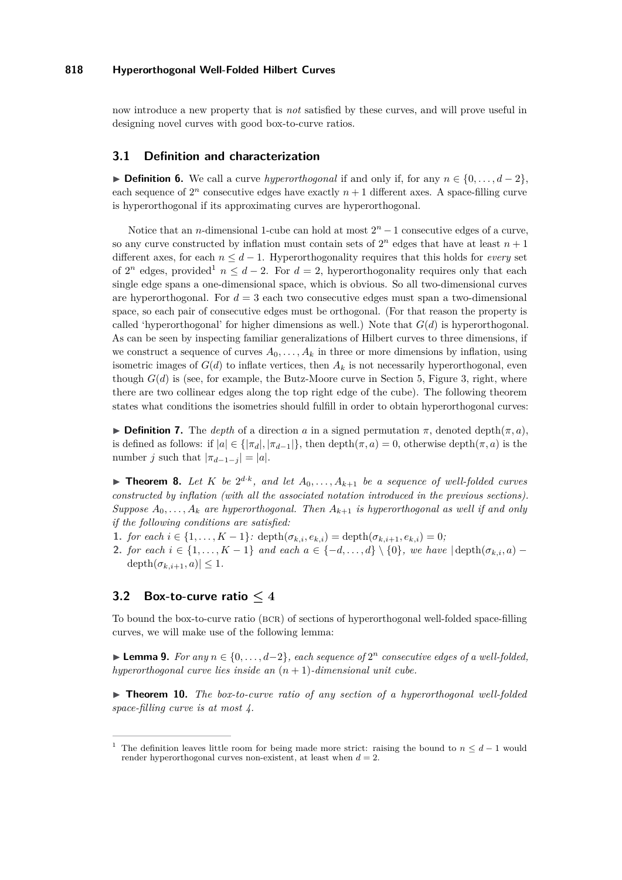now introduce a new property that is *not* satisfied by these curves, and will prove useful in designing novel curves with good box-to-curve ratios.

## 3.1 Definition and characterization

▶ **Definition 6.** We call a curve *hyperorthogonal* if and only if, for any $n \in \{0, \ldots, d-2\}$, each sequence of $2^n$ consecutive edges have exactly $n+1$ different axes. A space-filling curve is hyperorthogonal if its approximating curves are hyperorthogonal.

Notice that an $n$-dimensional 1-cube can hold at most $2^n - 1$ consecutive edges of a curve, so any curve constructed by inflation must contain sets of $2^n$ edges that have at least $n+1$ different axes, for each $n \leq d-1$. Hyperorthogonality requires that this holds for *every* set of $2^n$ edges, provided[1] $n \leq d-2$. For $d = 2$, hyperorthogonality requires only that each single edge spans a one-dimensional space, which is obvious. So all two-dimensional curves are hyperorthogonal. For $d = 3$ each two consecutive edges must span a two-dimensional space, so each pair of consecutive edges must be orthogonal. (For that reason the property is called 'hyperorthogonal' for higher dimensions as well.) Note that $G(d)$ is hyperorthogonal. As can be seen by inspecting familiar generalizations of Hilbert curves to three dimensions, if we construct a sequence of curves $A_0, \ldots, A_k$ in three or more dimensions by inflation, using isometric images of $G(d)$ to inflate vertices, then $A_k$ is not necessarily hyperorthogonal, even though $G(d)$ is (see, for example, the Butz-Moore curve in Section 5, Figure 3, right, where there are two collinear edges along the top right edge of the cube). The following theorem states what conditions the isometries should fulfill in order to obtain hyperorthogonal curves:

▶ **Definition 7.** The *depth* of a direction $a$ in a signed permutation $\pi$, denoted $\mathrm{depth}(\pi, a)$, is defined as follows: if $|a| \in \{|\pi_d|, |\pi_{d-1}|\}$, then $\mathrm{depth}(\pi, a) = 0$, otherwise $\mathrm{depth}(\pi, a)$ is the number $j$ such that $|\pi_{d-1-j}| = |a|$.

▶ **Theorem 8.** *Let $K$ be $2^{d \cdot k}$, and let $A_0, \ldots, A_{k+1}$ be a sequence of well-folded curves constructed by inflation (with all the associated notation introduced in the previous sections). Suppose $A_0, \ldots, A_k$ are hyperorthogonal. Then $A_{k+1}$ is hyperorthogonal as well if and only if the following conditions are satisfied:*

1. *for each $i \in \{1, \ldots, K-1\}$: $\mathrm{depth}(\sigma_{k,i}, e_{k,i}) = \mathrm{depth}(\sigma_{k,i+1}, e_{k,i}) = 0$;*
2. *for each $i \in \{1, \ldots, K-1\}$ and each $a \in \{-d, \ldots, d\} \setminus \{0\}$, we have $|\mathrm{depth}(\sigma_{k,i}, a) - \mathrm{depth}(\sigma_{k,i+1}, a)| \leq 1$.*

## 3.2 Box-to-curve ratio $\leq 4$

To bound the box-to-curve ratio (BCR) of sections of hyperorthogonal well-folded space-filling curves, we will make use of the following lemma:

▶ **Lemma 9.** *For any $n \in \{0, \ldots, d-2\}$, each sequence of $2^n$ consecutive edges of a well-folded, hyperorthogonal curve lies inside an $(n+1)$-dimensional unit cube.*

▶ **Theorem 10.** *The box-to-curve ratio of any section of a hyperorthogonal well-folded space-filling curve is at most 4.*

[1] The definition leaves little room for being made more strict: raising the bound to $n \leq d-1$ would render hyperorthogonal curves non-existent, at least when $d = 2$.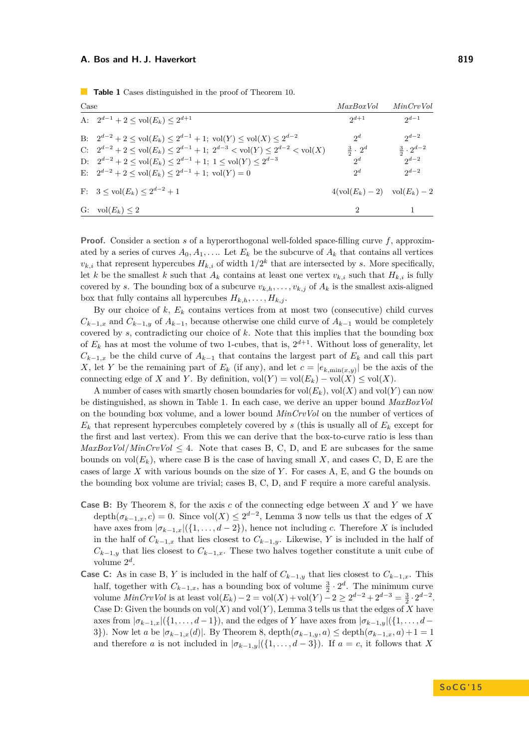**Table 1** Cases distinguished in the proof of Theorem 10.

| Case | *MaxBoxVol* | *MinCrvVol* |
|---|---|---|
| A: $2^{d-1}+2 \le \mathrm{vol}(E_k) \le 2^{d+1}$ | $2^{d+1}$ | $2^{d-1}$ |
| B: $2^{d-2}+2 \le \mathrm{vol}(E_k) \le 2^{d-1}+1$; $\mathrm{vol}(Y) \le \mathrm{vol}(X) \le 2^{d-2}$ | $2^d$ | $2^{d-2}$ |
| C: $2^{d-2}+2 \le \mathrm{vol}(E_k) \le 2^{d-1}+1$; $2^{d-3} < \mathrm{vol}(Y) \le 2^{d-2} < \mathrm{vol}(X)$ | $\frac{3}{2}\cdot 2^d$ | $\frac{3}{2}\cdot 2^{d-2}$ |
| D: $2^{d-2}+2 \le \mathrm{vol}(E_k) \le 2^{d-1}+1$; $1 \le \mathrm{vol}(Y) \le 2^{d-3}$ | $2^d$ | $2^{d-2}$ |
| E: $2^{d-2}+2 \le \mathrm{vol}(E_k) \le 2^{d-1}+1$; $\mathrm{vol}(Y) = 0$ | $2^d$ | $2^{d-2}$ |
| F: $3 \le \mathrm{vol}(E_k) \le 2^{d-2}+1$ | $4(\mathrm{vol}(E_k)-2)$ | $\mathrm{vol}(E_k)-2$ |
| G: $\mathrm{vol}(E_k) \le 2$ | $2$ | $1$ |

**Proof.** Consider a section $s$ of a hyperorthogonal well-folded space-filling curve $f$, approximated by a series of curves $A_0, A_1, \ldots$. Let $E_k$ be the subcurve of $A_k$ that contains all vertices $v_{k,i}$ that represent hypercubes $H_{k,i}$ of width $1/2^k$ that are intersected by $s$. More specifically, let $k$ be the smallest $k$ such that $A_k$ contains at least one vertex $v_{k,i}$ such that $H_{k,i}$ is fully covered by $s$. The bounding box of a subcurve $v_{k,h}, \ldots, v_{k,j}$ of $A_k$ is the smallest axis-aligned box that fully contains all hypercubes $H_{k,h}, \ldots, H_{k,j}$.

By our choice of $k$, $E_k$ contains vertices from at most two (consecutive) child curves $C_{k-1,x}$ and $C_{k-1,y}$ of $A_{k-1}$, because otherwise one child curve of $A_{k-1}$ would be completely covered by $s$, contradicting our choice of $k$. Note that this implies that the bounding box of $E_k$ has at most the volume of two 1-cubes, that is, $2^{d+1}$. Without loss of generality, let $C_{k-1,x}$ be the child curve of $A_{k-1}$ that contains the largest part of $E_k$ and call this part $X$, let $Y$ be the remaining part of $E_k$ (if any), and let $c = |e_{k,\min(x,y)}|$ be the axis of the connecting edge of $X$ and $Y$. By definition, $\mathrm{vol}(Y) = \mathrm{vol}(E_k) - \mathrm{vol}(X) \le \mathrm{vol}(X)$.

A number of cases with smartly chosen boundaries for $\mathrm{vol}(E_k)$, $\mathrm{vol}(X)$ and $\mathrm{vol}(Y)$ can now be distinguished, as shown in Table 1. In each case, we derive an upper bound *MaxBoxVol* on the bounding box volume, and a lower bound *MinCrvVol* on the number of vertices of $E_k$ that represent hypercubes completely covered by $s$ (this is usually all of $E_k$ except for the first and last vertex). From this we can derive that the box-to-curve ratio is less than *MaxBoxVol*/*MinCrvVol* $\le 4$. Note that cases B, C, D, and E are subcases for the same bounds on $\mathrm{vol}(E_k)$, where case B is the case of having small $X$, and cases C, D, E are the cases of large $X$ with various bounds on the size of $Y$. For cases A, E, and G the bounds on the bounding box volume are trivial; cases B, C, D, and F require a more careful analysis.

**Case B:** By Theorem 8, for the axis $c$ of the connecting edge between $X$ and $Y$ we have $\mathrm{depth}(\sigma_{k-1,x}, c) = 0$. Since $\mathrm{vol}(X) \le 2^{d-2}$, Lemma 3 now tells us that the edges of $X$ have axes from $|\sigma_{k-1,x}|(\{1, \ldots, d-2\})$, hence not including $c$. Therefore $X$ is included in the half of $C_{k-1,x}$ that lies closest to $C_{k-1,y}$. Likewise, $Y$ is included in the half of $C_{k-1,y}$ that lies closest to $C_{k-1,x}$. These two halves together constitute a unit cube of volume $2^d$.

**Case C:** As in case B, $Y$ is included in the half of $C_{k-1,y}$ that lies closest to $C_{k-1,x}$. This half, together with $C_{k-1,x}$, has a bounding box of volume $\frac{3}{2}\cdot 2^d$. The minimum curve volume *MinCrvVol* is at least $\mathrm{vol}(E_k) - 2 = \mathrm{vol}(X) + \mathrm{vol}(Y) - 2 \ge 2^{d-2} + 2^{d-3} = \frac{3}{2}\cdot 2^{d-2}$.
Case D: Given the bounds on $\mathrm{vol}(X)$ and $\mathrm{vol}(Y)$, Lemma 3 tells us that the edges of $X$ have axes from $|\sigma_{k-1,x}|(\{1, \ldots, d-1\})$, and the edges of $Y$ have axes from $|\sigma_{k-1,y}|(\{1, \ldots, d-3\})$. Now let $a$ be $|\sigma_{k-1,x}(d)|$. By Theorem 8, $\mathrm{depth}(\sigma_{k-1,y}, a) \le \mathrm{depth}(\sigma_{k-1,x}, a) + 1 = 1$ and therefore $a$ is not included in $|\sigma_{k-1,y}|(\{1, \ldots, d-3\})$. If $a = c$, it follows that $X$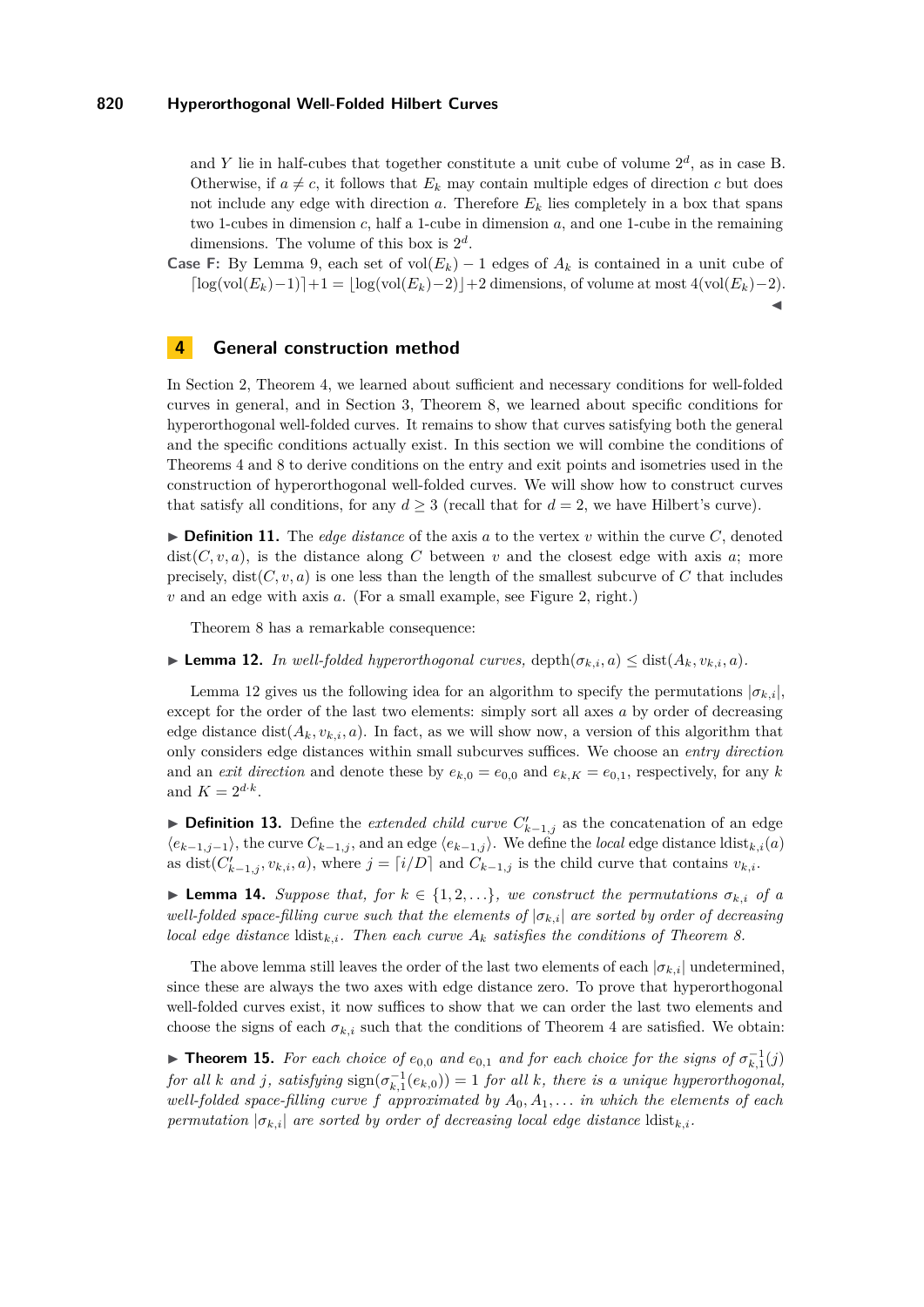and $Y$ lie in half-cubes that together constitute a unit cube of volume $2^d$, as in case B. Otherwise, if $a \neq c$, it follows that $E_k$ may contain multiple edges of direction $c$ but does not include any edge with direction $a$. Therefore $E_k$ lies completely in a box that spans two 1-cubes in dimension $c$, half a 1-cube in dimension $a$, and one 1-cube in the remaining dimensions. The volume of this box is $2^d$.

**Case F:** By Lemma 9, each set of $\text{vol}(E_k) - 1$ edges of $A_k$ is contained in a unit cube of $\lceil \log(\text{vol}(E_k) - 1) \rceil + 1 = \lfloor \log(\text{vol}(E_k) - 2) \rfloor + 2$ dimensions, of volume at most $4(\text{vol}(E_k) - 2)$. ◀

## 4 General construction method

In Section 2, Theorem 4, we learned about sufficient and necessary conditions for well-folded curves in general, and in Section 3, Theorem 8, we learned about specific conditions for hyperorthogonal well-folded curves. It remains to show that curves satisfying both the general and the specific condition actually exist. In this section we will combine the conditions of Theorems 4 and 8 to derive conditions on the entry and exit points and isometries used in the construction of hyperorthogonal well-folded curves. We will show how to construct curves that satisfy all conditions, for any $d \geq 3$ (recall that for $d = 2$, we have Hilbert's curve).

▶ **Definition 11.** The *edge distance* of the axis $a$ to the vertex $v$ within the curve $C$, denoted $\text{dist}(C, v, a)$, is the distance along $C$ between $v$ and the closest edge with axis $a$; more precisely, $\text{dist}(C, v, a)$ is one less than the length of the smallest subcurve of $C$ that includes $v$ and an edge with axis $a$. (For a small example, see Figure 2, right.)

Theorem 8 has a remarkable consequence:

▶ **Lemma 12.** *In well-folded hyperorthogonal curves,* $\text{depth}(\sigma_{k,i}, a) \leq \text{dist}(A_k, v_{k,i}, a)$.

Lemma 12 gives us the following idea for an algorithm to specify the permutations $|\sigma_{k,i}|$, except for the order of the last two elements: simply sort all axes $a$ by order of decreasing edge distance $\text{dist}(A_k, v_{k,i}, a)$. In fact, as we will show now, a version of this algorithm that only considers edge distances within small subcurves suffices. We choose an *entry direction* and an *exit direction* and denote these by $e_{k,0} = e_{0,0}$ and $e_{k,K} = e_{0,1}$, respectively, for any $k$ and $K = 2^{d \cdot k}$.

▶ **Definition 13.** Define the *extended child curve* $C'_{k-1,j}$ as the concatenation of an edge $\langle e_{k-1,j-1} \rangle$, the curve $C_{k-1,j}$, and an edge $\langle e_{k-1,j} \rangle$. We define the *local* edge distance $\text{ldist}_{k,i}(a)$ as $\text{dist}(C'_{k-1,j}, v_{k,i}, a)$, where $j = \lceil i/D \rceil$ and $C_{k-1,j}$ is the child curve that contains $v_{k,i}$.

▶ **Lemma 14.** *Suppose that, for* $k \in \{1, 2, \ldots\}$*, we construct the permutations* $\sigma_{k,i}$ *of a well-folded space-filling curve such that the elements of* $|\sigma_{k,i}|$ *are sorted by order of decreasing local edge distance* $\text{ldist}_{k,i}$*. Then each curve* $A_k$ *satisfies the conditions of Theorem 8.*

The above lemma still leaves the order of the last two elements of each $|\sigma_{k,i}|$ undetermined, since these are always the two axes with edge distance zero. To prove that hyperorthogonal well-folded curves exist, it now suffices to show that we can order the last two elements and choose the signs of each $\sigma_{k,i}$ such that the conditions of Theorem 4 are satisfied. We obtain:

▶ **Theorem 15.** *For each choice of* $e_{0,0}$ *and* $e_{0,1}$ *and for each choice for the signs of* $\sigma_{k,1}^{-1}(j)$ *for all* $k$ *and* $j$*, satisfying* $\text{sign}(\sigma_{k,1}^{-1}(e_{k,0})) = 1$ *for all* $k$*, there is a unique hyperorthogonal, well-folded space-filling curve* $f$ *approximated by* $A_0, A_1, \ldots$ *in which the elements of each permutation* $|\sigma_{k,i}|$ *are sorted by order of decreasing local edge distance* $\text{ldist}_{k,i}$.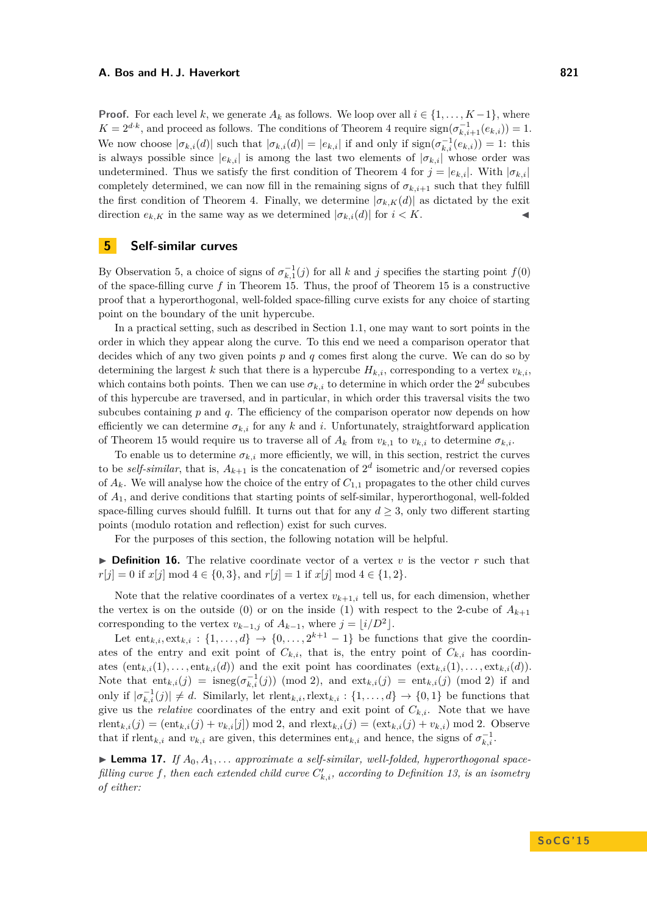**Proof.** For each level $k$, we generate $A_k$ as follows. We loop over all $i \in \{1, \ldots, K-1\}$, where $K = 2^{d \cdot k}$, and proceed as follows. The conditions of Theorem 4 require $\text{sign}(\sigma_{k,i+1}^{-1}(e_{k,i})) = 1$. We now choose $|\sigma_{k,i}(d)|$ such that $|\sigma_{k,i}(d)| = |e_{k,i}|$ if and only if $\text{sign}(\sigma_{k,i}^{-1}(e_{k,i})) = 1$: this is always possible since $|e_{k,i}|$ is among the last two elements of $|\sigma_{k,i}|$ whose order was undetermined. Thus we satisfy the first condition of Theorem 4 for $j = |e_{k,i}|$. With $|\sigma_{k,i}|$ completely determined, we can now fill in the remaining signs of $\sigma_{k,i+1}$ such that they fulfill the first condition of Theorem 4. Finally, we determine $|\sigma_{k,K}(d)|$ as dictated by the exit direction $e_{k,K}$ in the same way as we determined $|\sigma_{k,i}(d)|$ for $i < K$. ◀

## 5 Self-similar curves

By Observation 5, a choice of signs of $\sigma_{k,1}^{-1}(j)$ for all $k$ and $j$ specifies the starting point $f(0)$ of the space-filling curve $f$ in Theorem 15. Thus, the proof of Theorem 15 is a constructive proof that a hyperorthogonal, well-folded space-filling curve exists for any choice of starting point on the boundary of the unit hypercube.

In a practical setting, such as described in Section 1.1, one may want to sort points in the order in which they appear along the curve. To this end we need a comparison operator that decides which of any two given points $p$ and $q$ comes first along the curve. We can do so by determining the largest $k$ such that there is a hypercube $H_{k,i}$, corresponding to a vertex $v_{k,i}$, which contains both points. Then we can use $\sigma_{k,i}$ to determine in which order the $2^d$ subcubes of this hypercube are traversed, and in particular, in which order this traversal visits the two subcubes containing $p$ and $q$. The efficiency of the comparison operator now depends on how efficiently we can determine $\sigma_{k,i}$ for any $k$ and $i$. Unfortunately, straightforward application of Theorem 15 would require us to traverse all of $A_k$ from $v_{k,1}$ to $v_{k,i}$ to determine $\sigma_{k,i}$.

To enable us to determine $\sigma_{k,i}$ more efficiently, we will, in this section, restrict the curves to be *self-similar*, that is, $A_{k+1}$ is the concatenation of $2^d$ isometric and/or reversed copies of $A_k$. We will analyse how the choice of the entry of $C_{1,1}$ propagates to the other child curves of $A_1$, and derive conditions that starting points of self-similar, hyperorthogonal, well-folded space-filling curves should fulfill. It turns out that for any $d \geq 3$, only two different starting points (modulo rotation and reflection) exist for such curves.

For the purposes of this section, the following notation will be helpful.

▶ **Definition 16.** The relative coordinate vector of a vertex $v$ is the vector $r$ such that $r[j] = 0$ if $x[j] \bmod 4 \in \{0, 3\}$, and $r[j] = 1$ if $x[j] \bmod 4 \in \{1, 2\}$.

Note that the relative coordinates of a vertex $v_{k+1,i}$ tell us, for each dimension, whether the vertex is on the outside (0) or on the inside (1) with respect to the 2-cube of $A_{k+1}$ corresponding to the vertex $v_{k-1,j}$ of $A_{k-1}$, where $j = \lfloor i/D^2 \rfloor$.

Let $\text{ent}_{k,i}, \text{ext}_{k,i} : \{1, \ldots, d\} \to \{0, \ldots, 2^{k+1} - 1\}$ be functions that give the coordinates of the entry and exit point of $C_{k,i}$, that is, the entry point of $C_{k,i}$ has coordinates $(\text{ent}_{k,i}(1), \ldots, \text{ent}_{k,i}(d))$ and the exit point has coordinates $(\text{ext}_{k,i}(1), \ldots, \text{ext}_{k,i}(d))$. Note that $\text{ent}_{k,i}(j) = \text{isneg}(\sigma_{k,i}^{-1}(j)) \pmod 2$, and $\text{ext}_{k,i}(j) = \text{ent}_{k,i}(j) \pmod 2$ if and only if $|\sigma_{k,i}^{-1}(j)| \neq d$. Similarly, let $\text{rlent}_{k,i}, \text{rlext}_{k,i} : \{1, \ldots, d\} \to \{0, 1\}$ be functions that give us the *relative* coordinates of the entry and exit point of $C_{k,i}$. Note that we have $\text{rlent}_{k,i}(j) = (\text{ent}_{k,i}(j) + v_{k,i}[j]) \bmod 2$, and $\text{rlext}_{k,i}(j) = (\text{ext}_{k,i}(j) + v_{k,i}) \bmod 2$. Observe that if $\text{rlent}_{k,i}$ and $v_{k,i}$ are given, this determines $\text{ent}_{k,i}$ and hence, the signs of $\sigma_{k,i}^{-1}$.

▶ **Lemma 17.** *If $A_0, A_1, \ldots$ approximate a self-similar, well-folded, hyperorthogonal space-filling curve $f$, then each extended child curve $C'_{k,i}$, according to Definition 13, is an isometry of either:*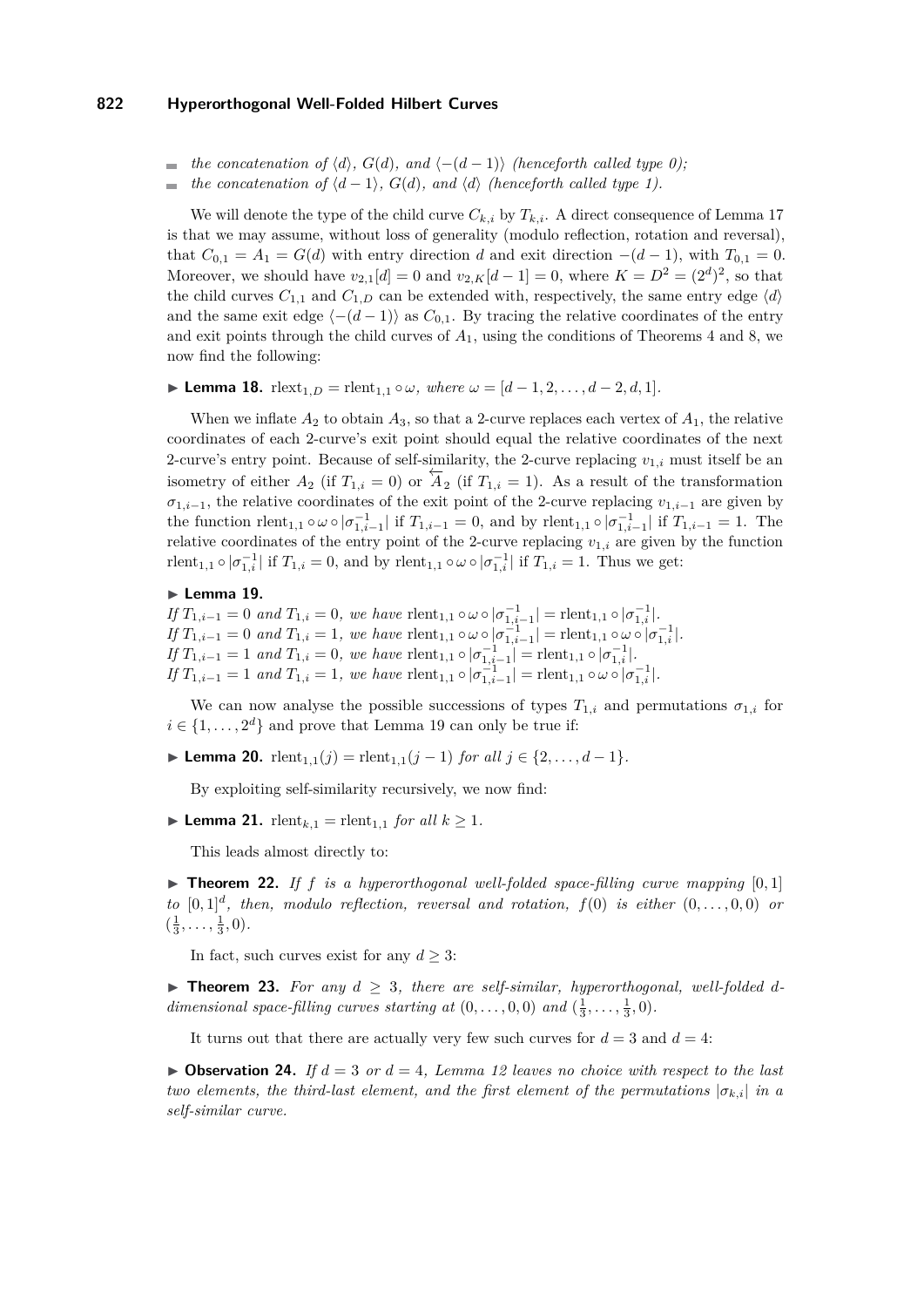- *the concatenation of $\langle d\rangle$, $G(d)$, and $\langle -(d-1)\rangle$ (henceforth called type 0);*
- *the concatenation of $\langle d-1\rangle$, $G(d)$, and $\langle d\rangle$ (henceforth called type 1).*

We will denote the type of the child curve $C_{k,i}$ by $T_{k,i}$. A direct consequence of Lemma 17 is that we may assume, without loss of generality (modulo reflection, rotation and reversal), that $C_{0,1} = A_1 = G(d)$ with entry direction $d$ and exit direction $-(d-1)$, with $T_{0,1} = 0$. Moreover, we should have $v_{2,1}[d] = 0$ and $v_{2,K}[d-1] = 0$, where $K = D^2 = (2^d)^2$, so that the child curves $C_{1,1}$ and $C_{1,D}$ can be extended with, respectively, the same entry edge $\langle d\rangle$ and the same exit edge $\langle -(d-1)\rangle$ as $C_{0,1}$. By tracing the relative coordinates of the entry and exit points through the child curves of $A_1$, using the conditions of Theorems 4 and 8, we now find the following:

▶ **Lemma 18.** $\mathrm{rlext}_{1,D} = \mathrm{rlent}_{1,1} \circ \omega$*, where* $\omega = [d-1, 2, \ldots, d-2, d, 1]$*.*

When we inflate $A_2$ to obtain $A_3$, so that a 2-curve replaces each vertex of $A_1$, the relative coordinates of each 2-curve's exit point should equal the relative coordinates of the next 2-curve's entry point. Because of self-similarity, the 2-curve replacing $v_{1,i}$ must itself be an isometry of either $A_2$ (if $T_{1,i} = 0$) or $\overleftarrow{A}_2$ (if $T_{1,i} = 1$). As a result of the transformation $\sigma_{1,i-1}$, the relative coordinates of the exit point of the 2-curve replacing $v_{1,i-1}$ are given by the function $\mathrm{rlent}_{1,1} \circ \omega \circ |\sigma^{-1}_{1,i-1}|$ if $T_{1,i-1} = 0$, and by $\mathrm{rlent}_{1,1} \circ |\sigma^{-1}_{1,i-1}|$ if $T_{1,i-1} = 1$. The relative coordinates of the entry point of the 2-curve replacing $v_{1,i}$ are given by the function $\mathrm{rlent}_{1,1} \circ |\sigma^{-1}_{1,i}|$ if $T_{1,i} = 0$, and by $\mathrm{rlent}_{1,1} \circ \omega \circ |\sigma^{-1}_{1,i}|$ if $T_{1,i} = 1$. Thus we get:

▶ **Lemma 19.**
*If* $T_{1,i-1} = 0$ *and* $T_{1,i} = 0$*, we have* $\mathrm{rlent}_{1,1} \circ \omega \circ |\sigma^{-1}_{1,i-1}| = \mathrm{rlent}_{1,1} \circ |\sigma^{-1}_{1,i}|$*.*
*If* $T_{1,i-1} = 0$ *and* $T_{1,i} = 1$*, we have* $\mathrm{rlent}_{1,1} \circ \omega \circ |\sigma^{-1}_{1,i-1}| = \mathrm{rlent}_{1,1} \circ \omega \circ |\sigma^{-1}_{1,i}|$*.*
*If* $T_{1,i-1} = 1$ *and* $T_{1,i} = 0$*, we have* $\mathrm{rlent}_{1,1} \circ |\sigma^{-1}_{1,i-1}| = \mathrm{rlent}_{1,1} \circ |\sigma^{-1}_{1,i}|$*.*
*If* $T_{1,i-1} = 1$ *and* $T_{1,i} = 1$*, we have* $\mathrm{rlent}_{1,1} \circ |\sigma^{-1}_{1,i-1}| = \mathrm{rlent}_{1,1} \circ \omega \circ |\sigma^{-1}_{1,i}|$*.*

We can now analyse the possible successions of types $T_{1,i}$ and permutations $\sigma_{1,i}$ for $i \in \{1, \ldots, 2^d\}$ and prove that Lemma 19 can only be true if:

▶ **Lemma 20.** $\mathrm{rlent}_{1,1}(j) = \mathrm{rlent}_{1,1}(j-1)$ *for all* $j \in \{2, \ldots, d-1\}$*.*

By exploiting self-similarity recursively, we now find:

▶ **Lemma 21.** $\mathrm{rlent}_{k,1} = \mathrm{rlent}_{1,1}$ *for all* $k \geq 1$*.*

This leads almost directly to:

▶ **Theorem 22.** *If $f$ is a hyperorthogonal well-folded space-filling curve mapping $[0,1]$ to $[0,1]^d$, then, modulo reflection, reversal and rotation, $f(0)$ is either $(0, \ldots, 0, 0)$ or $(\frac{1}{3}, \ldots, \frac{1}{3}, 0)$.*

In fact, such curves exist for any $d \geq 3$:

▶ **Theorem 23.** *For any $d \geq 3$, there are self-similar, hyperorthogonal, well-folded $d$-dimensional space-filling curves starting at $(0, \ldots, 0, 0)$ and $(\frac{1}{3}, \ldots, \frac{1}{3}, 0)$.*

It turns out that there are actually very few such curves for $d = 3$ and $d = 4$:

▶ **Observation 24.** *If $d = 3$ or $d = 4$, Lemma 12 leaves no choice with respect to the last two elements, the third-last element, and the first element of the permutations $|\sigma_{k,i}|$ in a self-similar curve.*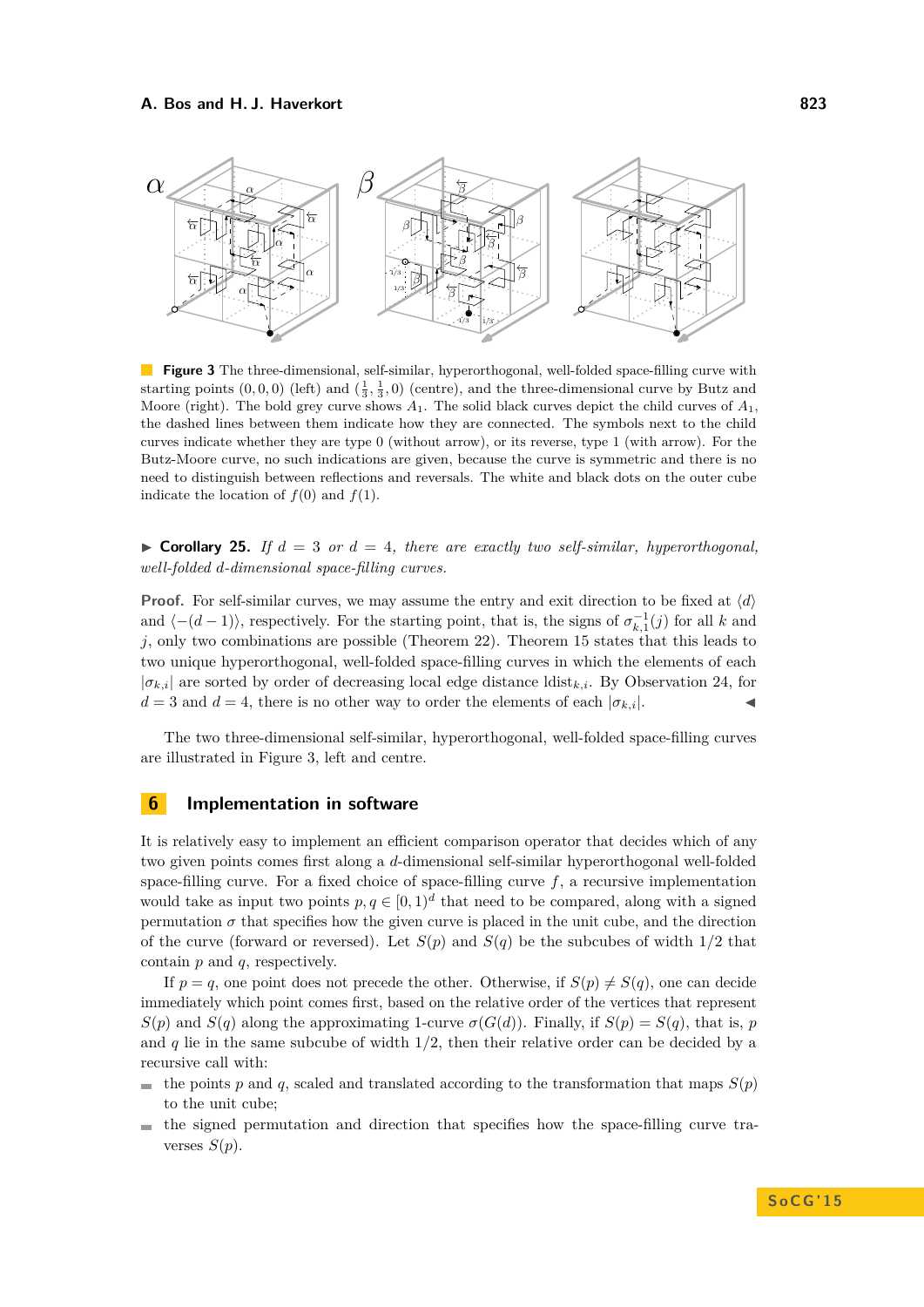**Figure 3** The three-dimensional, self-similar, hyperorthogonal, well-folded space-filling curve with starting points $(0, 0, 0)$ (left) and $(\frac{1}{3}, \frac{1}{3}, 0)$ (centre), and the three-dimensional curve by Butz and Moore (right). The bold grey curve shows $A_1$. The solid black curves depict the child curves of $A_1$, the dashed lines between them indicate how they are connected. The symbols next to the child curves indicate whether they are type 0 (without arrow), or its reverse, type 1 (with arrow). For the Butz-Moore curve, no such indications are given, because the curve is symmetric and there is no need to distinguish between reflections and reversals. The white and black dots on the outer cube indicate the location of $f(0)$ and $f(1)$.

▶ **Corollary 25.** *If $d = 3$ or $d = 4$, there are exactly two self-similar, hyperorthogonal, well-folded $d$-dimensional space-filling curves.*

**Proof.** For self-similar curves, we may assume the entry and exit direction to be fixed at $\langle d \rangle$ and $\langle -(d-1) \rangle$, respectively. For the starting point, that is, the signs of $\sigma^{-1}_{k,1}(j)$ for all $k$ and $j$, only two combinations are possible (Theorem 22). Theorem 15 states that this leads to two unique hyperorthogonal, well-folded space-filling curves in which the elements of each $|\sigma_{k,i}|$ are sorted by order of decreasing local edge distance $\mathrm{ldist}_{k,i}$. By Observation 24, for $d = 3$ and $d = 4$, there is no other way to order the elements of each $|\sigma_{k,i}|$. ◀

The two three-dimensional self-similar, hyperorthogonal, well-folded space-filling curves are illustrated in Figure 3, left and centre.

## 6 Implementation in software

It is relatively easy to implement an efficient comparison operator that decides which of any two given points comes first along a $d$-dimensional self-similar hyperorthogonal well-folded space-filling curve. For a fixed choice of space-filling curve $f$, a recursive implementation would take as input two points $p, q \in [0, 1)^d$ that need to be compared, along with a signed permutation $\sigma$ that specifies how the given curve is placed in the unit cube, and the direction of the curve (forward or reversed). Let $S(p)$ and $S(q)$ be the subcubes of width 1/2 that contain $p$ and $q$, respectively.

If $p = q$, one point does not precede the other. Otherwise, if $S(p) \neq S(q)$, one can decide immediately which point comes first, based on the relative order of the vertices that represent $S(p)$ and $S(q)$ along the approximating 1-curve $\sigma(G(d))$. Finally, if $S(p) = S(q)$, that is, $p$ and $q$ lie in the same subcube of width 1/2, then their relative order can be decided by a recursive call with:

- the points $p$ and $q$, scaled and translated according to the transformation that maps $S(p)$ to the unit cube;
- the signed permutation and direction that specifies how the space-filling curve traverses $S(p)$.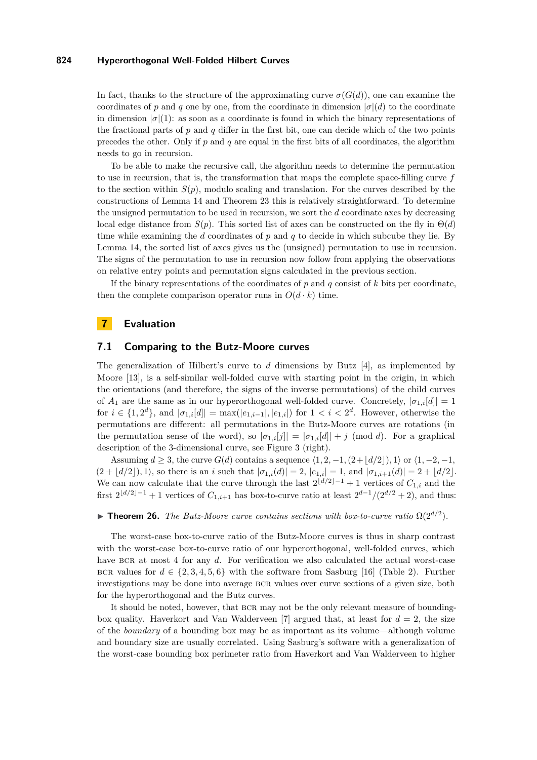In fact, thanks to the structure of the approximating curve $\sigma(G(d))$, one can examine the coordinates of $p$ and $q$ one by one, from the coordinate in dimension $|\sigma|(d)$ to the coordinate in dimension $|\sigma|(1)$: as soon as a coordinate is found in which the binary representations of the fractional parts of $p$ and $q$ differ in the first bit, one can decide which of the two points precedes the other. Only if $p$ and $q$ are equal in the first bits of all coordinates, the algorithm needs to go in recursion.

To be able to make the recursive call, the algorithm needs to determine the permutation to use in recursion, that is, the transformation that maps the complete space-filling curve $f$ to the section within $S(p)$, modulo scaling and translation. For the curves described by the constructions of Lemma 14 and Theorem 23 this is relatively straightforward. To determine the unsigned permutation to be used in recursion, we sort the $d$ coordinate axes by decreasing local edge distance from $S(p)$. This sorted list of axes can be constructed on the fly in $\Theta(d)$ time while examining the $d$ coordinates of $p$ and $q$ to decide in which subcube they lie. By Lemma 14, the sorted list of axes gives us the (unsigned) permutation to use in recursion. The signs of the permutation to use in recursion now follow from applying the observations on relative entry points and permutation signs calculated in the previous section.

If the binary representations of the coordinates of $p$ and $q$ consist of $k$ bits per coordinate, then the complete comparison operator runs in $O(d \cdot k)$ time.

## 7 Evaluation

### 7.1 Comparing to the Butz-Moore curves

The generalization of Hilbert's curve to $d$ dimensions by Butz [4], as implemented by Moore [13], is a self-similar well-folded curve with starting point in the origin, in which the orientations (and therefore, the signs of the inverse permutations) of the child curves of $A_1$ are the same as in our hyperorthogonal well-folded curve. Concretely, $|\sigma_{1,i}[d]| = 1$ for $i \in \{1, 2^d\}$, and $|\sigma_{1,i}[d]| = \max(|e_{1,i-1}|, |e_{1,i}|)$ for $1 < i < 2^d$. However, the permutations are different: all permutations in the Butz-Moore curves are rotations (in the permutation sense of the word), so $|\sigma_{1,i}[j]| = |\sigma_{1,i}[d]| + j \pmod d$. For a graphical description of the 3-dimensional curve, see Figure 3 (right).

Assuming $d \geq 3$, the curve $G(d)$ contains a sequence $\langle 1, 2, -1, (2+\lfloor d/2 \rfloor), 1\rangle$ or $\langle 1, -2, -1, (2+\lfloor d/2 \rfloor), 1\rangle$, so there is an $i$ such that $|\sigma_{1,i}(d)| = 2$, $|e_{1,i}| = 1$, and $|\sigma_{1,i+1}(d)| = 2 + \lfloor d/2 \rfloor$. We can now calculate that the curve through the last $2^{\lfloor d/2 \rfloor - 1} + 1$ vertices of $C_{1,i}$ and the first $2^{\lfloor d/2 \rfloor - 1} + 1$ vertices of $C_{1,i+1}$ has box-to-curve ratio at least $2^{d-1}/(2^{d/2} + 2)$, and thus:

▶ **Theorem 26.** *The Butz-Moore curve contains sections with box-to-curve ratio* $\Omega(2^{d/2})$.

The worst-case box-to-curve ratio of the Butz-Moore curves is thus in sharp contrast with the worst-case box-to-curve ratio of our hyperorthogonal, well-folded curves, which have BCR at most 4 for any $d$. For verification we also calculated the actual worst-case BCR values for $d \in \{2, 3, 4, 5, 6\}$ with the software from Sasburg [16] (Table 2). Further investigations may be done into average BCR values over curve sections of a given size, both for the hyperorthogonal and the Butz curves.

It should be noted, however, that BCR may not be the only relevant measure of bounding-box quality. Haverkort and Van Walderveen [7] argued that, at least for $d = 2$, the size of the *boundary* of a bounding box may be as important as its volume—although volume and boundary size are usually correlated. Using Sasburg's software with a generalization of the worst-case bounding box perimeter ratio from Haverkort and Van Walderveen to higher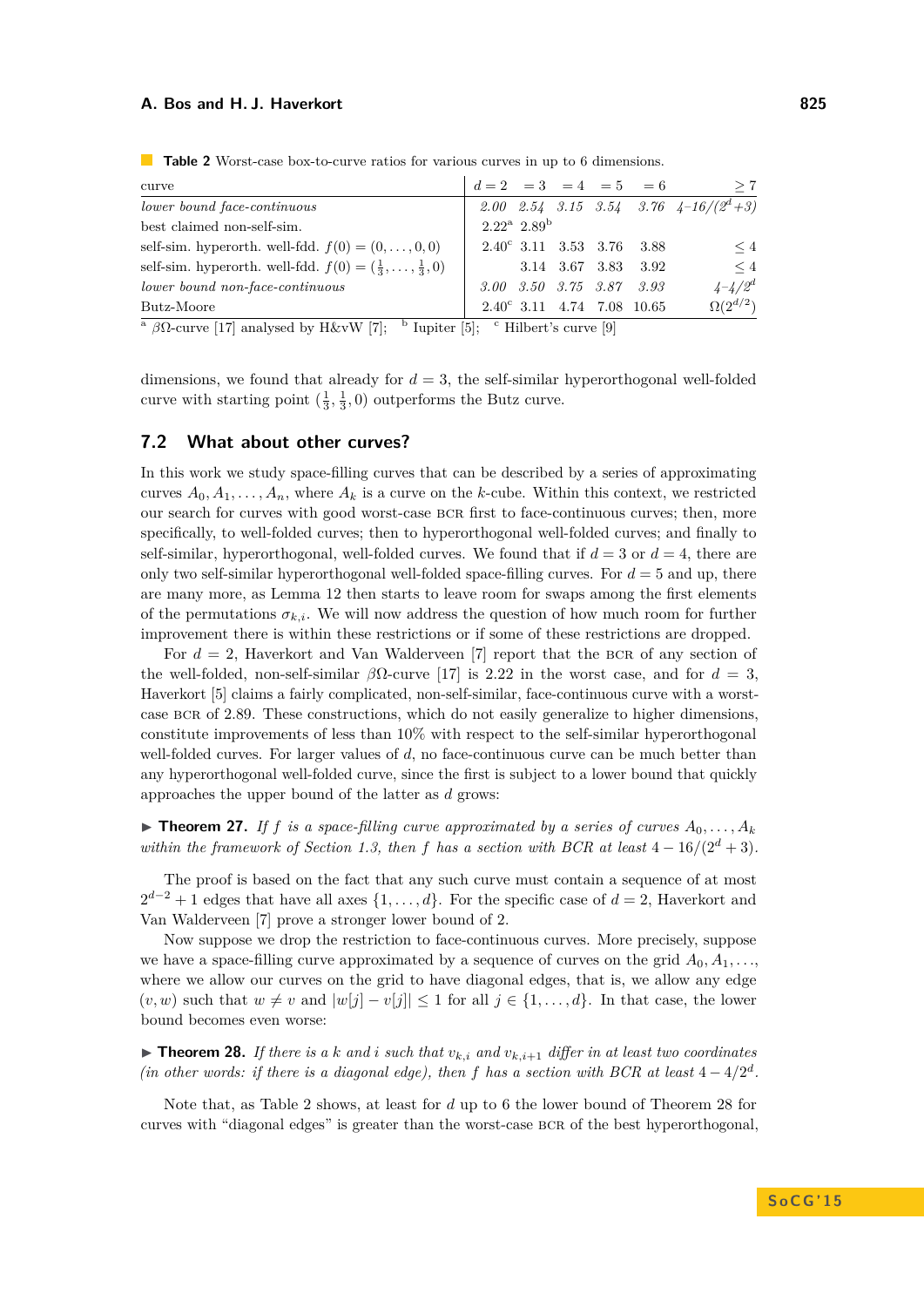**Table 2** Worst-case box-to-curve ratios for various curves in up to 6 dimensions.

| curve | $d=2$ | $=3$ | $=4$ | $=5$ | $=6$ | $\geq 7$ |
|---|---|---|---|---|---|---|
| *lower bound face-continuous* | *2.00* | *2.54* | *3.15* | *3.54* | *3.76* | $4-16/(2^d+3)$ |
| best claimed non-self-sim. | 2.22[a] | 2.89[b] | | | | |
| self-sim. hyperorth. well-fdd. $f(0)=(0,\ldots,0,0)$ | 2.40[c] | 3.11 | 3.53 | 3.76 | 3.88 | $\leq 4$ |
| self-sim. hyperorth. well-fdd. $f(0)=(\frac{1}{3},\ldots,\frac{1}{3},0)$ | | 3.14 | 3.67 | 3.83 | 3.92 | $\leq 4$ |
| *lower bound non-face-continuous* | *3.00* | *3.50* | *3.75* | *3.87* | *3.93* | $4-4/2^d$ |
| Butz-Moore | 2.40[c] | 3.11 | 4.74 | 7.08 | 10.65 | $\Omega(2^{d/2})$ |

[a] $\beta\Omega$-curve [17] analysed by H&vW [7]; [b] Iupiter [5]; [c] Hilbert's curve [9]

dimensions, we found that already for $d=3$, the self-similar hyperorthogonal well-folded curve with starting point $(\frac{1}{3},\frac{1}{3},0)$ outperforms the Butz curve.

## 7.2 What about other curves?

In this work we study space-filling curves that can be described by a series of approximating curves $A_0, A_1, \ldots, A_n$, where $A_k$ is a curve on the $k$-cube. Within this context, we restricted our search for curves with good worst-case BCR first to face-continuous curves; then, more specifically, to well-folded curves; then to hyperorthogonal well-folded curves; and finally to self-similar, hyperorthogonal, well-folded curves. We found that if $d=3$ or $d=4$, there are only two self-similar hyperorthogonal well-folded space-filling curves. For $d=5$ and up, there are many more, as Lemma 12 then starts to leave room for swaps among the first elements of the permutations $\sigma_{k,i}$. We will now address the question of how much room for further improvement there is within these restrictions or if some of these restrictions are dropped.

For $d=2$, Haverkort and Van Walderveen [7] report that the BCR of any section of the well-folded, non-self-similar $\beta\Omega$-curve [17] is 2.22 in the worst case, and for $d=3$, Haverkort [5] claims a fairly complicated, non-self-similar, face-continuous curve with a worst-case BCR of 2.89. These constructions, which do not easily generalize to higher dimensions, constitute improvements of less than 10% with respect to the self-similar hyperorthogonal well-folded curves. For larger values of $d$, no face-continuous curve can be much better than any hyperorthogonal well-folded curve, since the first is subject to a lower bound that quickly approaches the upper bound of the latter as $d$ grows:

▶ **Theorem 27.** *If $f$ is a space-filling curve approximated by a series of curves $A_0, \ldots, A_k$ within the framework of Section 1.3, then $f$ has a section with BCR at least $4-16/(2^d+3)$.*

The proof is based on the fact that any such curve must contain a sequence of at most $2^{d-2}+1$ edges that have all axes $\{1,\ldots,d\}$. For the specific case of $d=2$, Haverkort and Van Walderveen [7] prove a stronger lower bound of 2.

Now suppose we drop the restriction to face-continuous curves. More precisely, suppose we have a space-filling curve approximated by a sequence of curves on the grid $A_0, A_1, \ldots$, where we allow our curves on the grid to have diagonal edges, that is, we allow any edge $(v,w)$ such that $w \neq v$ and $|w[j]-v[j]| \leq 1$ for all $j \in \{1,\ldots,d\}$. In that case, the lower bound becomes even worse:

▶ **Theorem 28.** *If there is a $k$ and $i$ such that $v_{k,i}$ and $v_{k,i+1}$ differ in at least two coordinates (in other words: if there is a diagonal edge), then $f$ has a section with BCR at least $4-4/2^d$.*

Note that, as Table 2 shows, at least for $d$ up to 6 the lower bound of Theorem 28 for curves with "diagonal edges" is greater than the worst-case BCR of the best hyperorthogonal,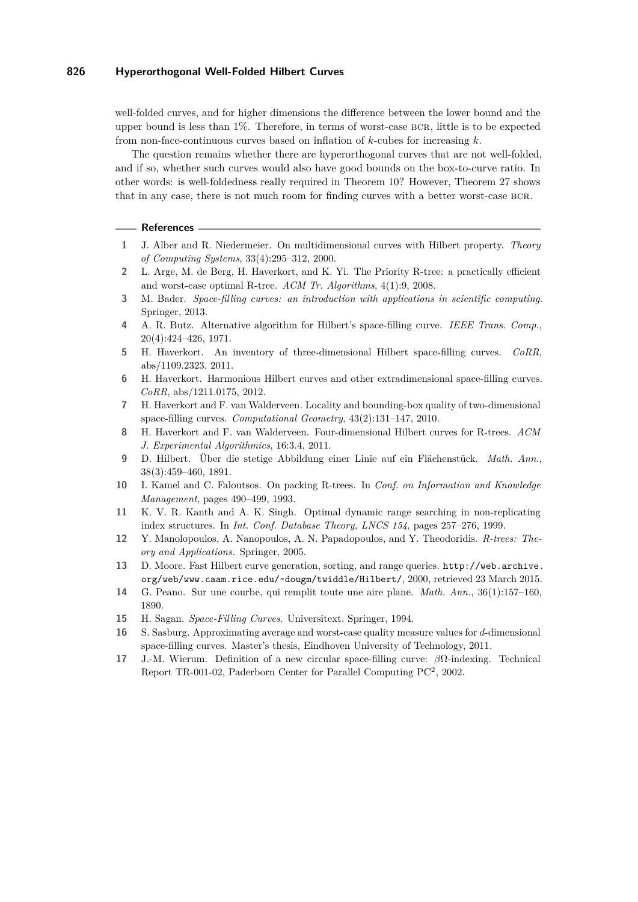well-folded curves, and for higher dimensions the difference between the lower bound and the upper bound is less than 1%. Therefore, in terms of worst-case BCR, little is to be expected from non-face-continuous curves based on inflation of $k$-cubes for increasing $k$.

The question remains whether there are hyperorthogonal curves that are not well-folded, and if so, whether such curves would also have good bounds on the box-to-curve ratio. In other words: is well-foldedness really required in Theorem 10? However, Theorem 27 shows that in any case, there is not much room for finding curves with a better worst-case BCR.

## References

1. J. Alber and R. Niedermeier. On multidimensional curves with Hilbert property. *Theory of Computing Systems*, 33(4):295–312, 2000.
2. L. Arge, M. de Berg, H. Haverkort, and K. Yi. The Priority R-tree: a practically efficient and worst-case optimal R-tree. *ACM Tr. Algorithms*, 4(1):9, 2008.
3. M. Bader. *Space-filling curves: an introduction with applications in scientific computing*. Springer, 2013.
4. A. R. Butz. Alternative algorithm for Hilbert's space-filling curve. *IEEE Trans. Comp.*, 20(4):424–426, 1971.
5. H. Haverkort. An inventory of three-dimensional Hilbert space-filling curves. *CoRR*, abs/1109.2323, 2011.
6. H. Haverkort. Harmonious Hilbert curves and other extradimensional space-filling curves. *CoRR*, abs/1211.0175, 2012.
7. H. Haverkort and F. van Walderveen. Locality and bounding-box quality of two-dimensional space-filling curves. *Computational Geometry*, 43(2):131–147, 2010.
8. H. Haverkort and F. van Walderveen. Four-dimensional Hilbert curves for R-trees. *ACM J. Experimental Algorithmics*, 16:3.4, 2011.
9. D. Hilbert. Über die stetige Abbildung einer Linie auf ein Flächenstück. *Math. Ann.*, 38(3):459–460, 1891.
10. I. Kamel and C. Faloutsos. On packing R-trees. In *Conf. on Information and Knowledge Management*, pages 490–499, 1993.
11. K. V. R. Kanth and A. K. Singh. Optimal dynamic range searching in non-replicating index structures. In *Int. Conf. Database Theory, LNCS 154*, pages 257–276, 1999.
12. Y. Manolopoulos, A. Nanopoulos, A. N. Papadopoulos, and Y. Theodoridis. *R-trees: Theory and Applications*. Springer, 2005.
13. D. Moore. Fast Hilbert curve generation, sorting, and range queries. `http://web.archive.org/web/www.caam.rice.edu/~dougm/twiddle/Hilbert/`, 2000, retrieved 23 March 2015.
14. G. Peano. Sur une courbe, qui remplit toute une aire plane. *Math. Ann.*, 36(1):157–160, 1890.
15. H. Sagan. *Space-Filling Curves*. Universitext. Springer, 1994.
16. S. Sasburg. Approximating average and worst-case quality measure values for $d$-dimensional space-filling curves. Master's thesis, Eindhoven University of Technology, 2011.
17. J.-M. Wierum. Definition of a new circular space-filling curve: $\beta\Omega$-indexing. Technical Report TR-001-02, Paderborn Center for Parallel Computing $PC^2$, 2002.